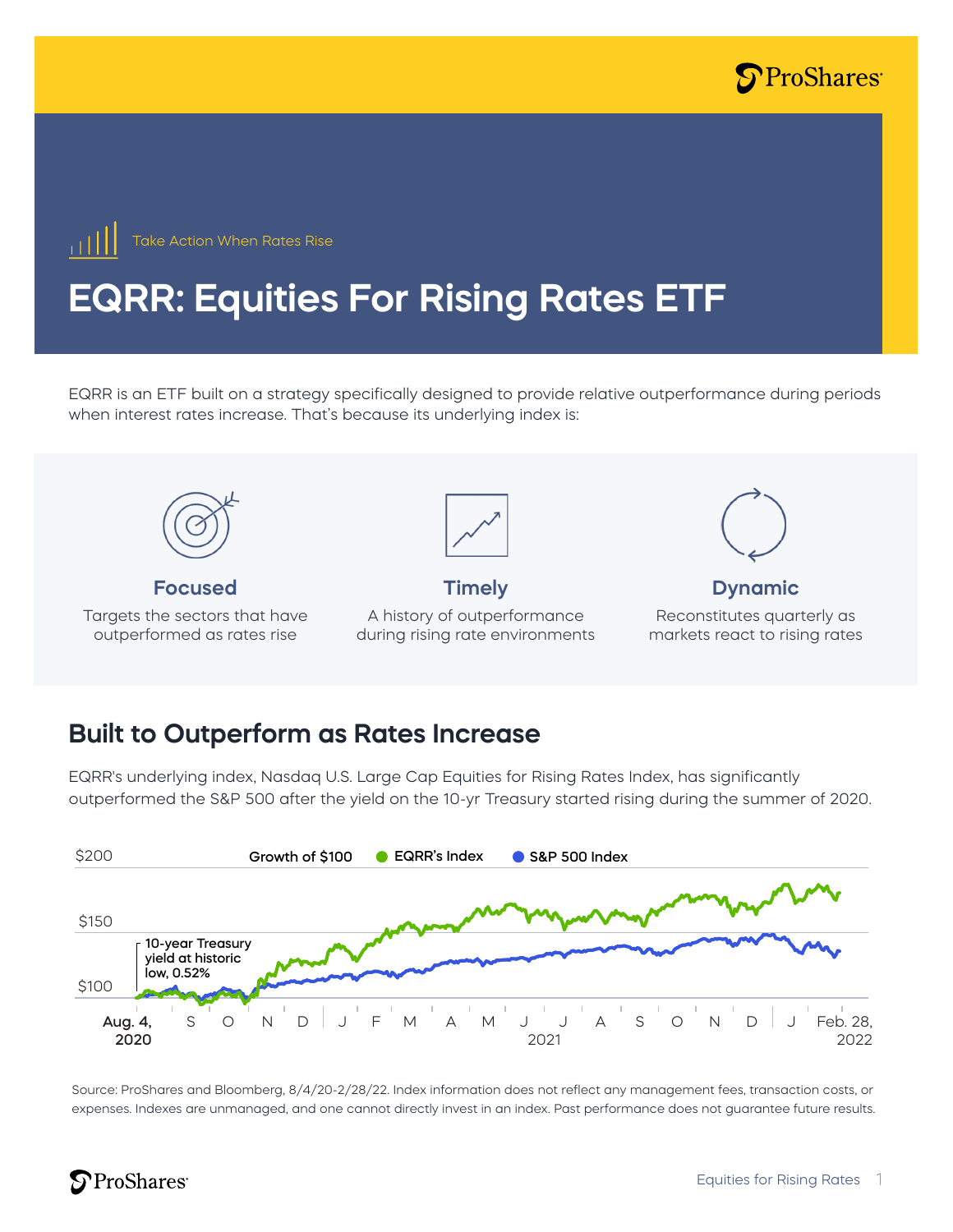Take Action When Rates Rise

# EQRR: Equities For Rising Rates ETF

EQRR is an ETF built on a strategy specifically designed to provide relative outperformance during periods when interest rates increase. That's because its underlying index is:

### Focused

Targets the sectors that have outperformed as rates rise

### Timely

A history of outperformance during rising rate environments

### Dynamic

Reconstitutes quarterly as markets react to rising rates

## Built to Outperform as Rates Increase

EQRR's underlying index, Nasdaq U.S. Large Cap Equities for Rising Rates Index, has significantly outperformed the S&P 500 after the yield on the 10-yr Treasury started rising during the summer of 2020.

Growth of $100 — EQRR's Index — S&P 500 Index

10-year Treasury yield at historic low, 0.52%

Aug. 4, 2020 – Feb. 28, 2022

Source: ProShares and Bloomberg, 8/4/20-2/28/22. Index information does not reflect any management fees, transaction costs, or expenses. Indexes are unmanaged, and one cannot directly invest in an index. Past performance does not guarantee future results.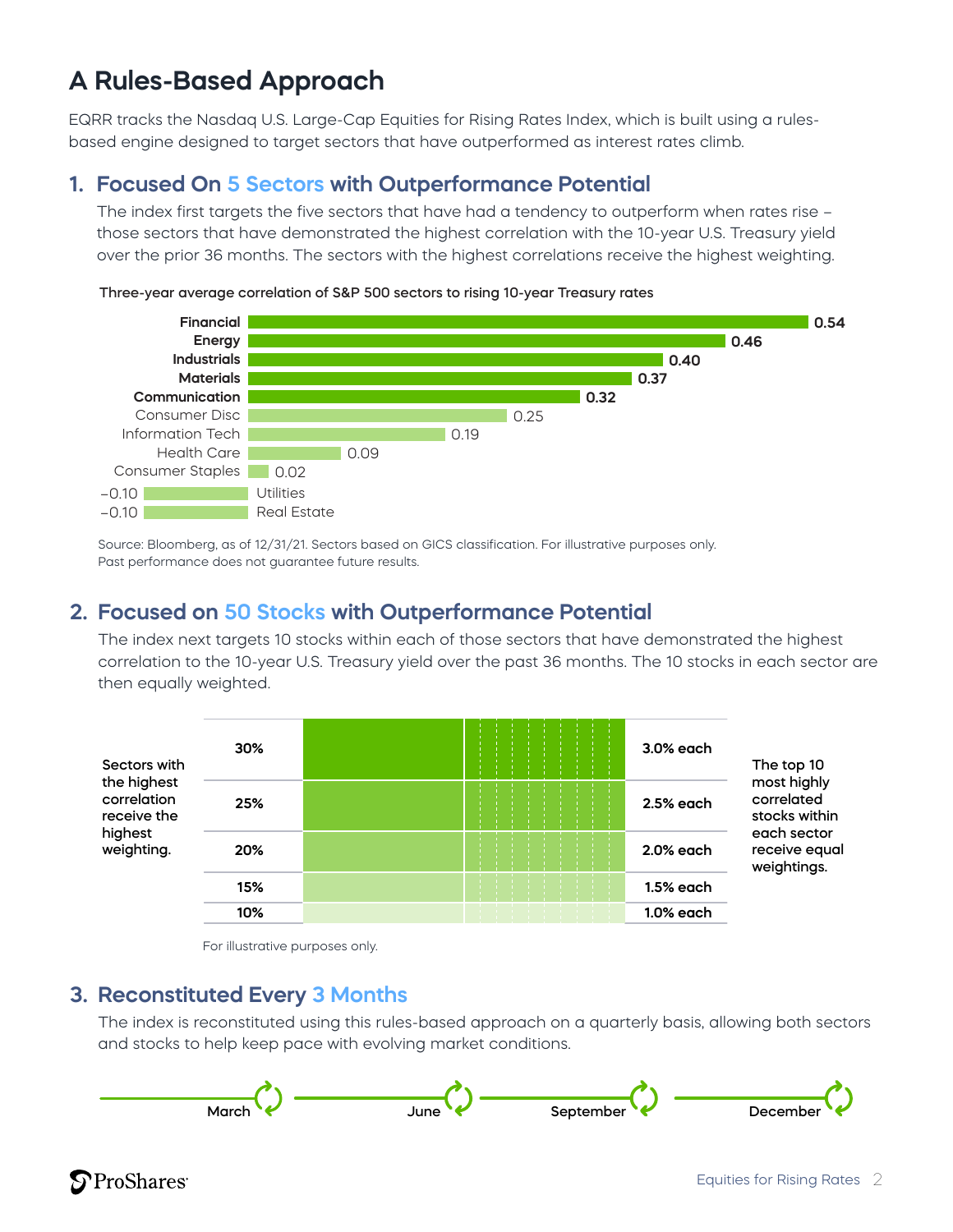# A Rules-Based Approach

EQRR tracks the Nasdaq U.S. Large-Cap Equities for Rising Rates Index, which is built using a rules-based engine designed to target sectors that have outperformed as interest rates climb.

## 1. Focused On 5 Sectors with Outperformance Potential

The index first targets the five sectors that have had a tendency to outperform when rates rise – those sectors that have demonstrated the highest correlation with the 10-year U.S. Treasury yield over the prior 36 months. The sectors with the highest correlations receive the highest weighting.

**Three-year average correlation of S&P 500 sectors to rising 10-year Treasury rates**

| Sector | Correlation |
|---|---|
| **Financial** | **0.54** |
| **Energy** | **0.46** |
| **Industrials** | **0.40** |
| **Materials** | **0.37** |
| **Communication** | **0.32** |
| Consumer Disc | 0.25 |
| Information Tech | 0.19 |
| Health Care | 0.09 |
| Consumer Staples | 0.02 |
| Utilities | −0.10 |
| Real Estate | −0.10 |

Source: Bloomberg, as of 12/31/21. Sectors based on GICS classification. For illustrative purposes only.
Past performance does not guarantee future results.

## 2. Focused on 50 Stocks with Outperformance Potential

The index next targets 10 stocks within each of those sectors that have demonstrated the highest correlation to the 10-year U.S. Treasury yield over the past 36 months. The 10 stocks in each sector are then equally weighted.

Sectors with the highest correlation receive the highest weighting.

| Sector Weight | Stock Weight |
|---|---|
| 30% | 3.0% each |
| 25% | 2.5% each |
| 20% | 2.0% each |
| 15% | 1.5% each |
| 10% | 1.0% each |

The top 10 most highly correlated stocks within each sector receive equal weightings.

For illustrative purposes only.

## 3. Reconstituted Every 3 Months

The index is reconstituted using this rules-based approach on a quarterly basis, allowing both sectors and stocks to help keep pace with evolving market conditions.

March — June — September — December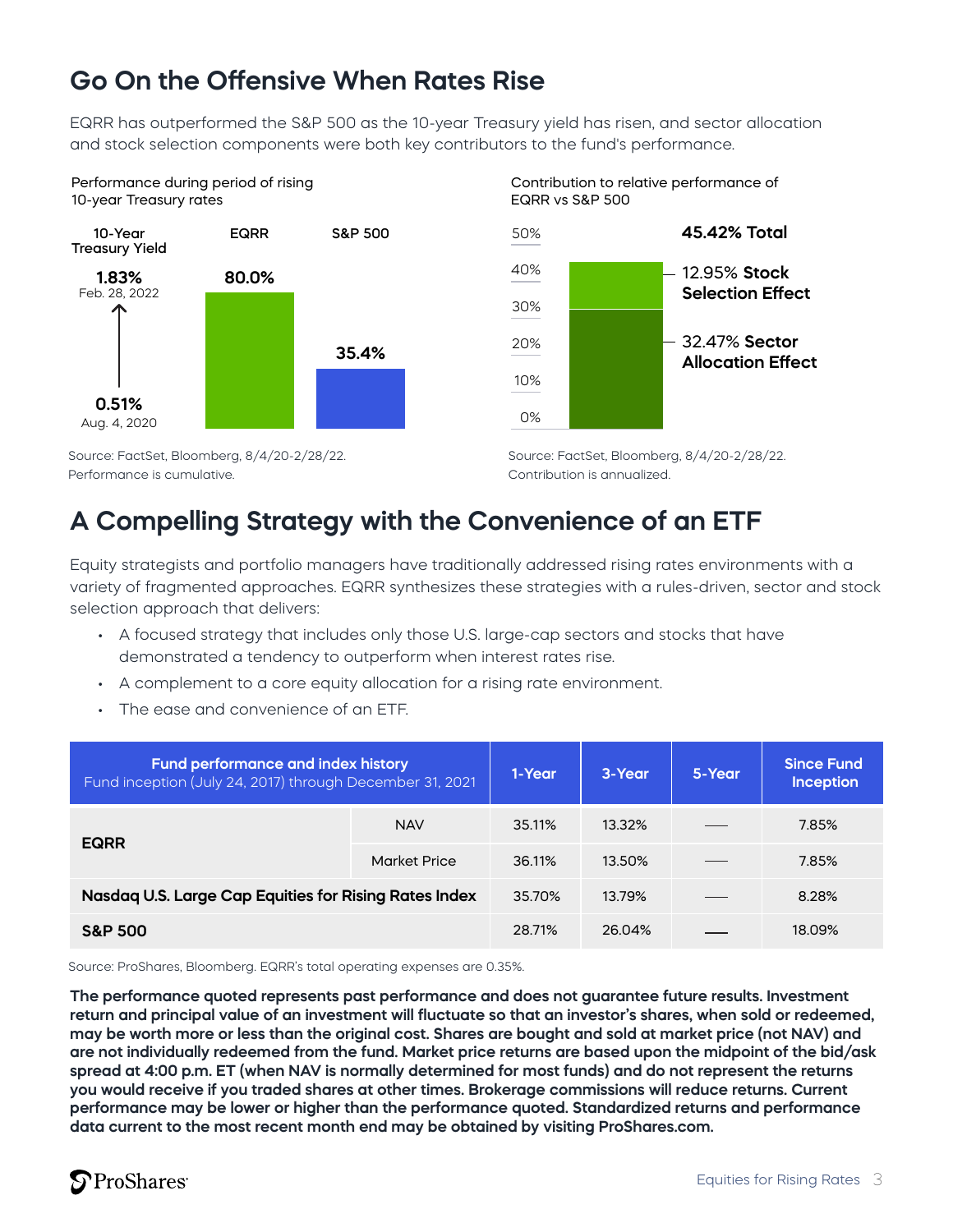## Go On the Offensive When Rates Rise

EQRR has outperformed the S&P 500 as the 10-year Treasury yield has risen, and sector allocation and stock selection components were both key contributors to the fund's performance.

Performance during period of rising 10-year Treasury rates

| 10-Year Treasury Yield | EQRR | S&P 500 |
|---|---|---|
| 0.51% (Aug. 4, 2020) → 1.83% (Feb. 28, 2022) | 80.0% | 35.4% |

Source: FactSet, Bloomberg, 8/4/20-2/28/22.
Performance is cumulative.

Contribution to relative performance of EQRR vs S&P 500

**45.42% Total**

- 12.95% **Stock Selection Effect**
- 32.47% **Sector Allocation Effect**

Source: FactSet, Bloomberg, 8/4/20-2/28/22.
Contribution is annualized.

## A Compelling Strategy with the Convenience of an ETF

Equity strategists and portfolio managers have traditionally addressed rising rates environments with a variety of fragmented approaches. EQRR synthesizes these strategies with a rules-driven, sector and stock selection approach that delivers:

- A focused strategy that includes only those U.S. large-cap sectors and stocks that have demonstrated a tendency to outperform when interest rates rise.
- A complement to a core equity allocation for a rising rate environment.
- The ease and convenience of an ETF.

| **Fund performance and index history** Fund inception (July 24, 2017) through December 31, 2021 | | 1-Year | 3-Year | 5-Year | Since Fund Inception |
|---|---|---|---|---|---|
| **EQRR** | NAV | 35.11% | 13.32% | — | 7.85% |
| | Market Price | 36.11% | 13.50% | — | 7.85% |
| **Nasdaq U.S. Large Cap Equities for Rising Rates Index** | | 35.70% | 13.79% | — | 8.28% |
| **S&P 500** | | 28.71% | 26.04% | — | 18.09% |

Source: ProShares, Bloomberg. EQRR's total operating expenses are 0.35%.

**The performance quoted represents past performance and does not guarantee future results. Investment return and principal value of an investment will fluctuate so that an investor's shares, when sold or redeemed, may be worth more or less than the original cost. Shares are bought and sold at market price (not NAV) and are not individually redeemed from the fund. Market price returns are based upon the midpoint of the bid/ask spread at 4:00 p.m. ET (when NAV is normally determined for most funds) and do not represent the returns you would receive if you traded shares at other times. Brokerage commissions will reduce returns. Current performance may be lower or higher than the performance quoted. Standardized returns and performance data current to the most recent month end may be obtained by visiting ProShares.com.**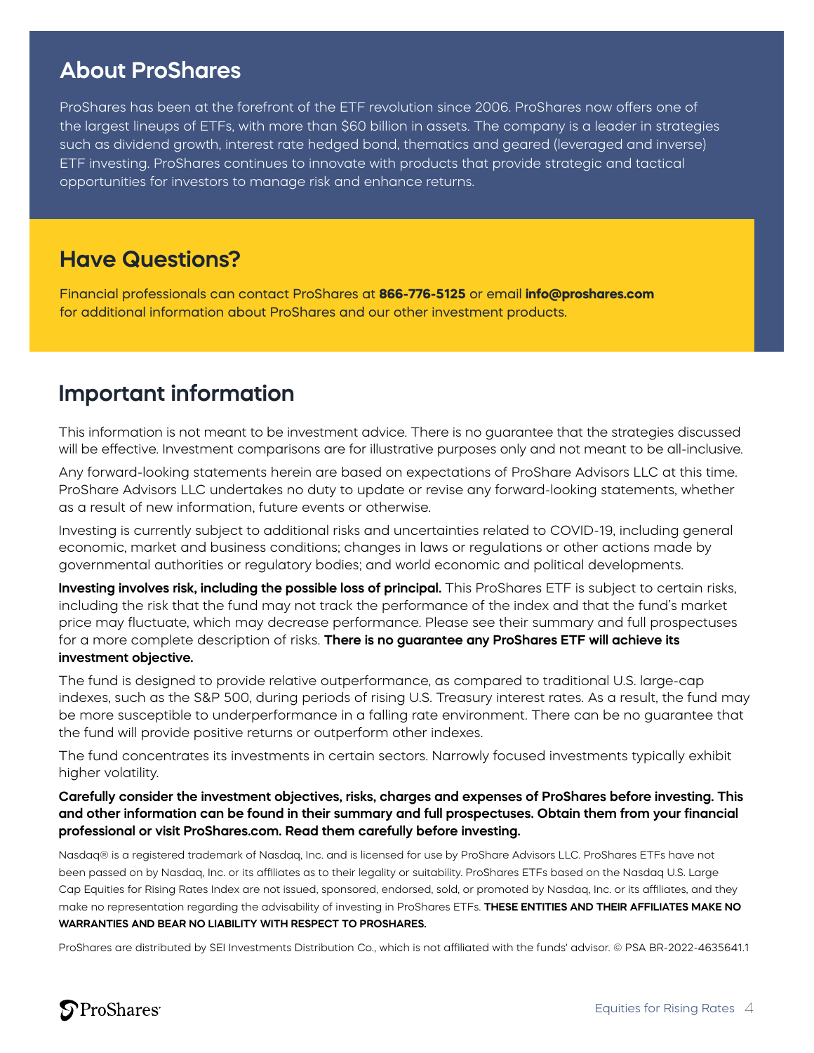## About ProShares

ProShares has been at the forefront of the ETF revolution since 2006. ProShares now offers one of the largest lineups of ETFs, with more than $60 billion in assets. The company is a leader in strategies such as dividend growth, interest rate hedged bond, thematics and geared (leveraged and inverse) ETF investing. ProShares continues to innovate with products that provide strategic and tactical opportunities for investors to manage risk and enhance returns.

## Have Questions?

Financial professionals can contact ProShares at **866-776-5125** or email **info@proshares.com** for additional information about ProShares and our other investment products.

## Important information

This information is not meant to be investment advice. There is no guarantee that the strategies discussed will be effective. Investment comparisons are for illustrative purposes only and not meant to be all-inclusive.

Any forward-looking statements herein are based on expectations of ProShare Advisors LLC at this time. ProShare Advisors LLC undertakes no duty to update or revise any forward-looking statements, whether as a result of new information, future events or otherwise.

Investing is currently subject to additional risks and uncertainties related to COVID-19, including general economic, market and business conditions; changes in laws or regulations or other actions made by governmental authorities or regulatory bodies; and world economic and political developments.

**Investing involves risk, including the possible loss of principal.** This ProShares ETF is subject to certain risks, including the risk that the fund may not track the performance of the index and that the fund's market price may fluctuate, which may decrease performance. Please see their summary and full prospectuses for a more complete description of risks. **There is no guarantee any ProShares ETF will achieve its investment objective.**

The fund is designed to provide relative outperformance, as compared to traditional U.S. large-cap indexes, such as the S&P 500, during periods of rising U.S. Treasury interest rates. As a result, the fund may be more susceptible to underperformance in a falling rate environment. There can be no guarantee that the fund will provide positive returns or outperform other indexes.

The fund concentrates its investments in certain sectors. Narrowly focused investments typically exhibit higher volatility.

**Carefully consider the investment objectives, risks, charges and expenses of ProShares before investing. This and other information can be found in their summary and full prospectuses. Obtain them from your financial professional or visit ProShares.com. Read them carefully before investing.**

Nasdaq® is a registered trademark of Nasdaq, Inc. and is licensed for use by ProShare Advisors LLC. ProShares ETFs have not been passed on by Nasdaq, Inc. or its affiliates as to their legality or suitability. ProShares ETFs based on the Nasdaq U.S. Large Cap Equities for Rising Rates Index are not issued, sponsored, endorsed, sold, or promoted by Nasdaq, Inc. or its affiliates, and they make no representation regarding the advisability of investing in ProShares ETFs. **THESE ENTITIES AND THEIR AFFILIATES MAKE NO WARRANTIES AND BEAR NO LIABILITY WITH RESPECT TO PROSHARES.**

ProShares are distributed by SEI Investments Distribution Co., which is not affiliated with the funds' advisor. © PSA BR-2022-4635641.1